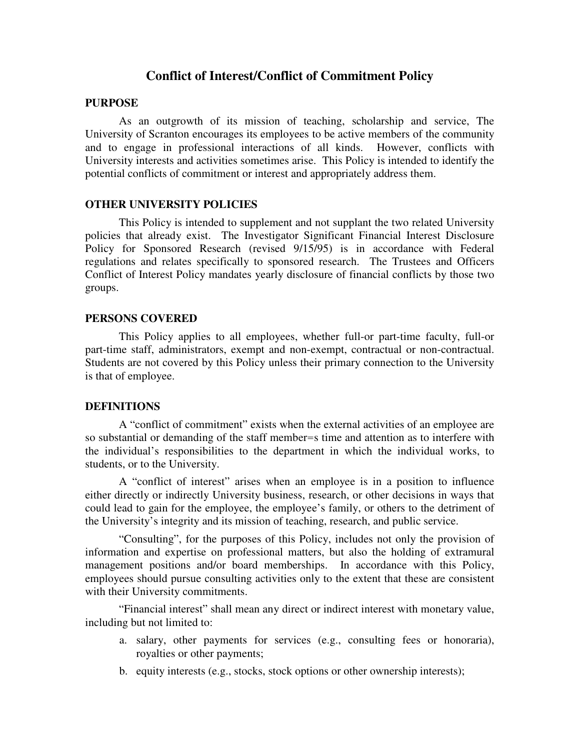# Conflict of Interest/Conflict of Commitment Policy

## PURPOSE

As an outgrowth of its mission of teaching, scholarship and service, The University of Scranton encourages its employees to be active members of the community and to engage in professional interactions of all kinds. However, conflicts with University interests and activities sometimes arise. This Policy is intended to identify the potential conflicts of commitment or interest and appropriately address them.

## OTHER UNIVERSITY POLICIES

This Policy is intended to supplement and not supplant the two related University policies that already exist. The Investigator Significant Financial Interest Disclosure Policy for Sponsored Research (revised 9/15/95) is in accordance with Federal regulations and relates specifically to sponsored research. The Trustees and Officers Conflict of Interest Policy mandates yearly disclosure of financial conflicts by those two groups.

## PERSONS COVERED

This Policy applies to all employees, whether full-or part-time faculty, full-or part-time staff, administrators, exempt and non-exempt, contractual or non-contractual. Students are not covered by this Policy unless their primary connection to the University is that of employee.

## DEFINITIONS

A "conflict of commitment" exists when the external activities of an employee are so substantial or demanding of the staff member=s time and attention as to interfere with the individual's responsibilities to the department in which the individual works, to students, or to the University.

A "conflict of interest" arises when an employee is in a position to influence either directly or indirectly University business, research, or other decisions in ways that could lead to gain for the employee, the employee's family, or others to the detriment of the University's integrity and its mission of teaching, research, and public service.

"Consulting", for the purposes of this Policy, includes not only the provision of information and expertise on professional matters, but also the holding of extramural management positions and/or board memberships. In accordance with this Policy, employees should pursue consulting activities only to the extent that these are consistent with their University commitments.

"Financial interest" shall mean any direct or indirect interest with monetary value, including but not limited to:

a. salary, other payments for services (e.g., consulting fees or honoraria), royalties or other payments;
b. equity interests (e.g., stocks, stock options or other ownership interests);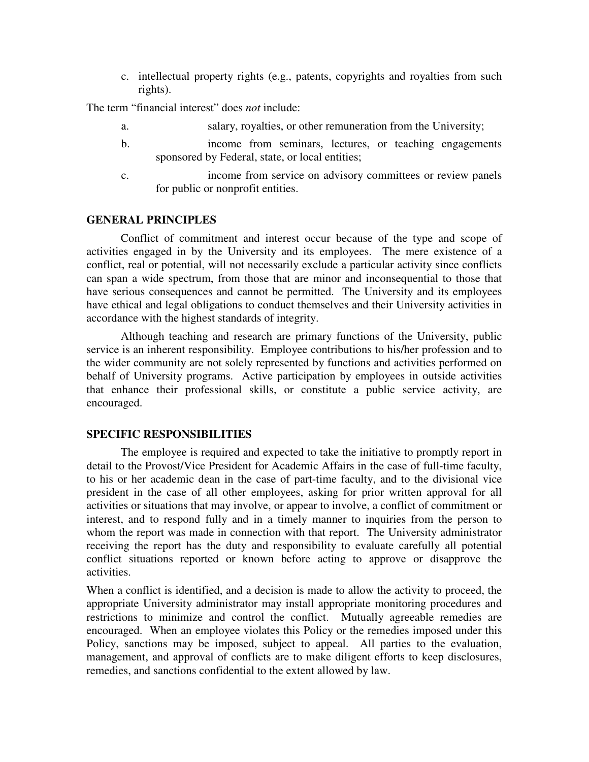c. intellectual property rights (e.g., patents, copyrights and royalties from such rights).

The term "financial interest" does *not* include:

a. salary, royalties, or other remuneration from the University;

b. income from seminars, lectures, or teaching engagements sponsored by Federal, state, or local entities;

c. income from service on advisory committees or review panels for public or nonprofit entities.

## GENERAL PRINCIPLES

Conflict of commitment and interest occur because of the type and scope of activities engaged in by the University and its employees. The mere existence of a conflict, real or potential, will not necessarily exclude a particular activity since conflicts can span a wide spectrum, from those that are minor and inconsequential to those that have serious consequences and cannot be permitted. The University and its employees have ethical and legal obligations to conduct themselves and their University activities in accordance with the highest standards of integrity.

Although teaching and research are primary functions of the University, public service is an inherent responsibility. Employee contributions to his/her profession and to the wider community are not solely represented by functions and activities performed on behalf of University programs. Active participation by employees in outside activities that enhance their professional skills, or constitute a public service activity, are encouraged.

## SPECIFIC RESPONSIBILITIES

The employee is required and expected to take the initiative to promptly report in detail to the Provost/Vice President for Academic Affairs in the case of full-time faculty, to his or her academic dean in the case of part-time faculty, and to the divisional vice president in the case of all other employees, asking for prior written approval for all activities or situations that may involve, or appear to involve, a conflict of commitment or interest, and to respond fully and in a timely manner to inquiries from the person to whom the report was made in connection with that report. The University administrator receiving the report has the duty and responsibility to evaluate carefully all potential conflict situations reported or known before acting to approve or disapprove the activities.

When a conflict is identified, and a decision is made to allow the activity to proceed, the appropriate University administrator may install appropriate monitoring procedures and restrictions to minimize and control the conflict. Mutually agreeable remedies are encouraged. When an employee violates this Policy or the remedies imposed under this Policy, sanctions may be imposed, subject to appeal. All parties to the evaluation, management, and approval of conflicts are to make diligent efforts to keep disclosures, remedies, and sanctions confidential to the extent allowed by law.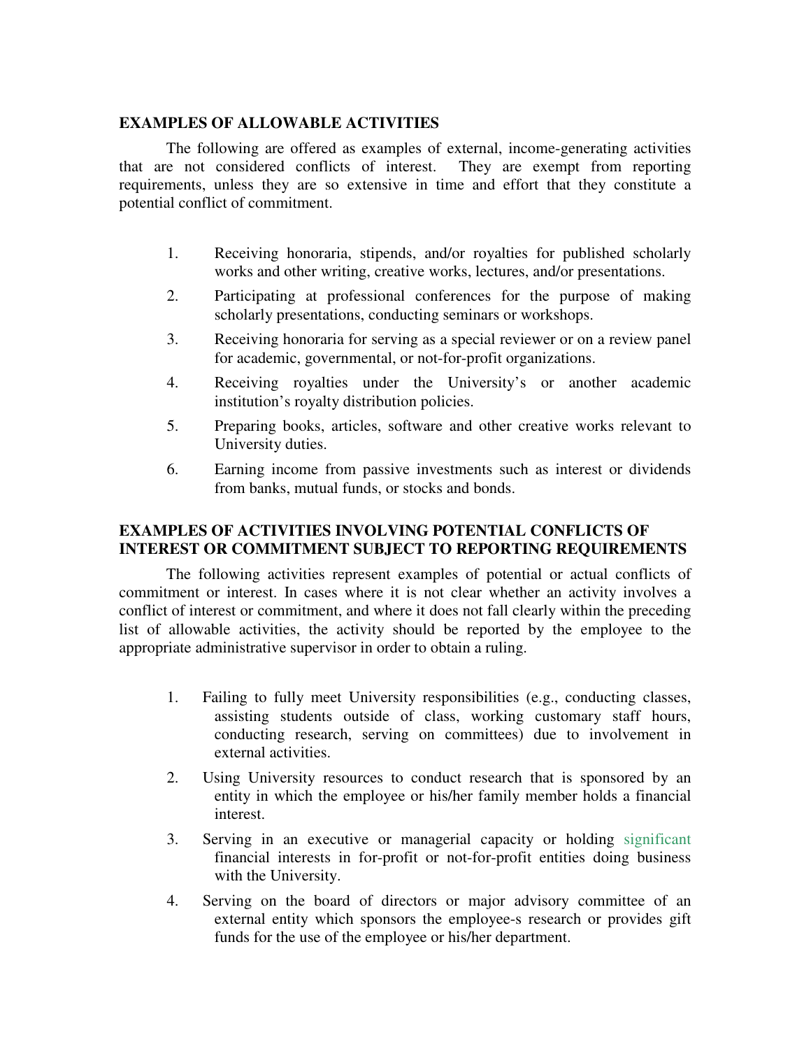## EXAMPLES OF ALLOWABLE ACTIVITIES

The following are offered as examples of external, income-generating activities that are not considered conflicts of interest. They are exempt from reporting requirements, unless they are so extensive in time and effort that they constitute a potential conflict of commitment.

1. Receiving honoraria, stipends, and/or royalties for published scholarly works and other writing, creative works, lectures, and/or presentations.
2. Participating at professional conferences for the purpose of making scholarly presentations, conducting seminars or workshops.
3. Receiving honoraria for serving as a special reviewer or on a review panel for academic, governmental, or not-for-profit organizations.
4. Receiving royalties under the University's or another academic institution's royalty distribution policies.
5. Preparing books, articles, software and other creative works relevant to University duties.
6. Earning income from passive investments such as interest or dividends from banks, mutual funds, or stocks and bonds.

## EXAMPLES OF ACTIVITIES INVOLVING POTENTIAL CONFLICTS OF INTEREST OR COMMITMENT SUBJECT TO REPORTING REQUIREMENTS

The following activities represent examples of potential or actual conflicts of commitment or interest. In cases where it is not clear whether an activity involves a conflict of interest or commitment, and where it does not fall clearly within the preceding list of allowable activities, the activity should be reported by the employee to the appropriate administrative supervisor in order to obtain a ruling.

1. Failing to fully meet University responsibilities (e.g., conducting classes, assisting students outside of class, working customary staff hours, conducting research, serving on committees) due to involvement in external activities.
2. Using University resources to conduct research that is sponsored by an entity in which the employee or his/her family member holds a financial interest.
3. Serving in an executive or managerial capacity or holding significant financial interests in for-profit or not-for-profit entities doing business with the University.
4. Serving on the board of directors or major advisory committee of an external entity which sponsors the employee-s research or provides gift funds for the use of the employee or his/her department.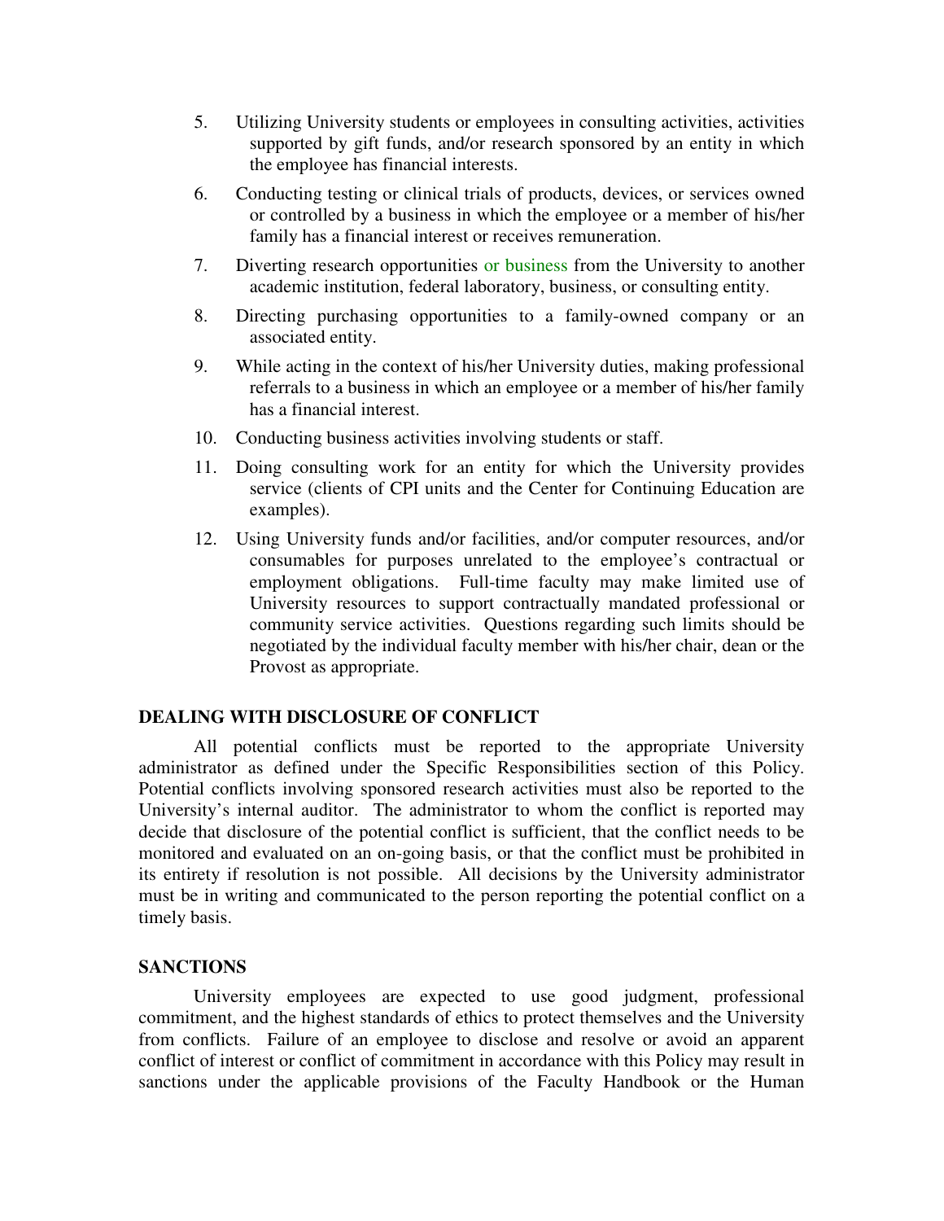5. Utilizing University students or employees in consulting activities, activities supported by gift funds, and/or research sponsored by an entity in which the employee has financial interests.

6. Conducting testing or clinical trials of products, devices, or services owned or controlled by a business in which the employee or a member of his/her family has a financial interest or receives remuneration.

7. Diverting research opportunities or business from the University to another academic institution, federal laboratory, business, or consulting entity.

8. Directing purchasing opportunities to a family-owned company or an associated entity.

9. While acting in the context of his/her University duties, making professional referrals to a business in which an employee or a member of his/her family has a financial interest.

10. Conducting business activities involving students or staff.

11. Doing consulting work for an entity for which the University provides service (clients of CPI units and the Center for Continuing Education are examples).

12. Using University funds and/or facilities, and/or computer resources, and/or consumables for purposes unrelated to the employee's contractual or employment obligations. Full-time faculty may make limited use of University resources to support contractually mandated professional or community service activities. Questions regarding such limits should be negotiated by the individual faculty member with his/her chair, dean or the Provost as appropriate.

## DEALING WITH DISCLOSURE OF CONFLICT

All potential conflicts must be reported to the appropriate University administrator as defined under the Specific Responsibilities section of this Policy. Potential conflicts involving sponsored research activities must also be reported to the University's internal auditor. The administrator to whom the conflict is reported may decide that disclosure of the potential conflict is sufficient, that the conflict needs to be monitored and evaluated on an on-going basis, or that the conflict must be prohibited in its entirety if resolution is not possible. All decisions by the University administrator must be in writing and communicated to the person reporting the potential conflict on a timely basis.

## SANCTIONS

University employees are expected to use good judgment, professional commitment, and the highest standards of ethics to protect themselves and the University from conflicts. Failure of an employee to disclose and resolve or avoid an apparent conflict of interest or conflict of commitment in accordance with this Policy may result in sanctions under the applicable provisions of the Faculty Handbook or the Human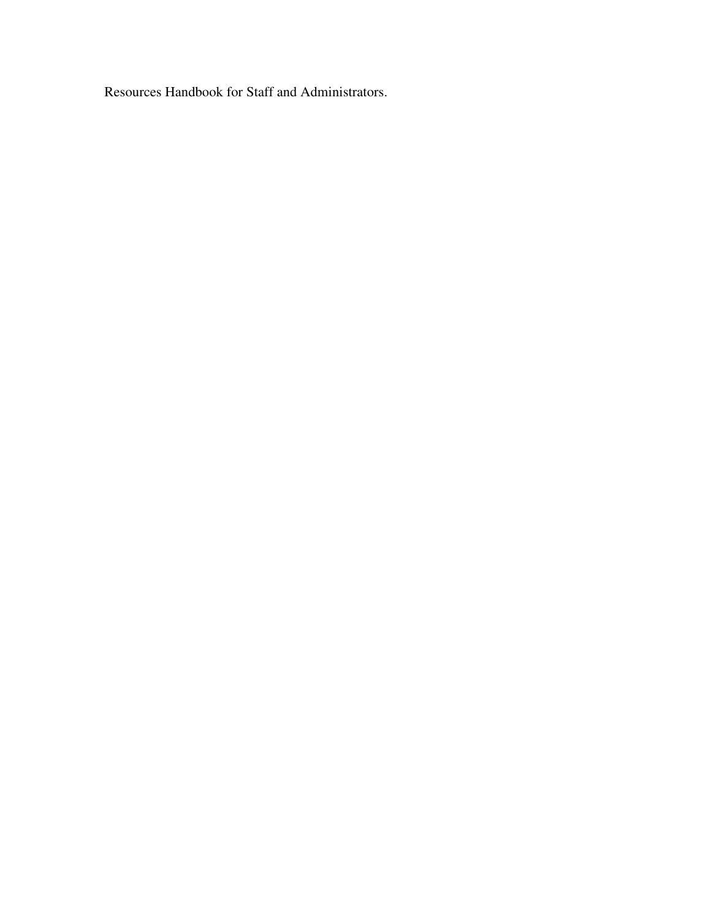Resources Handbook for Staff and Administrators.